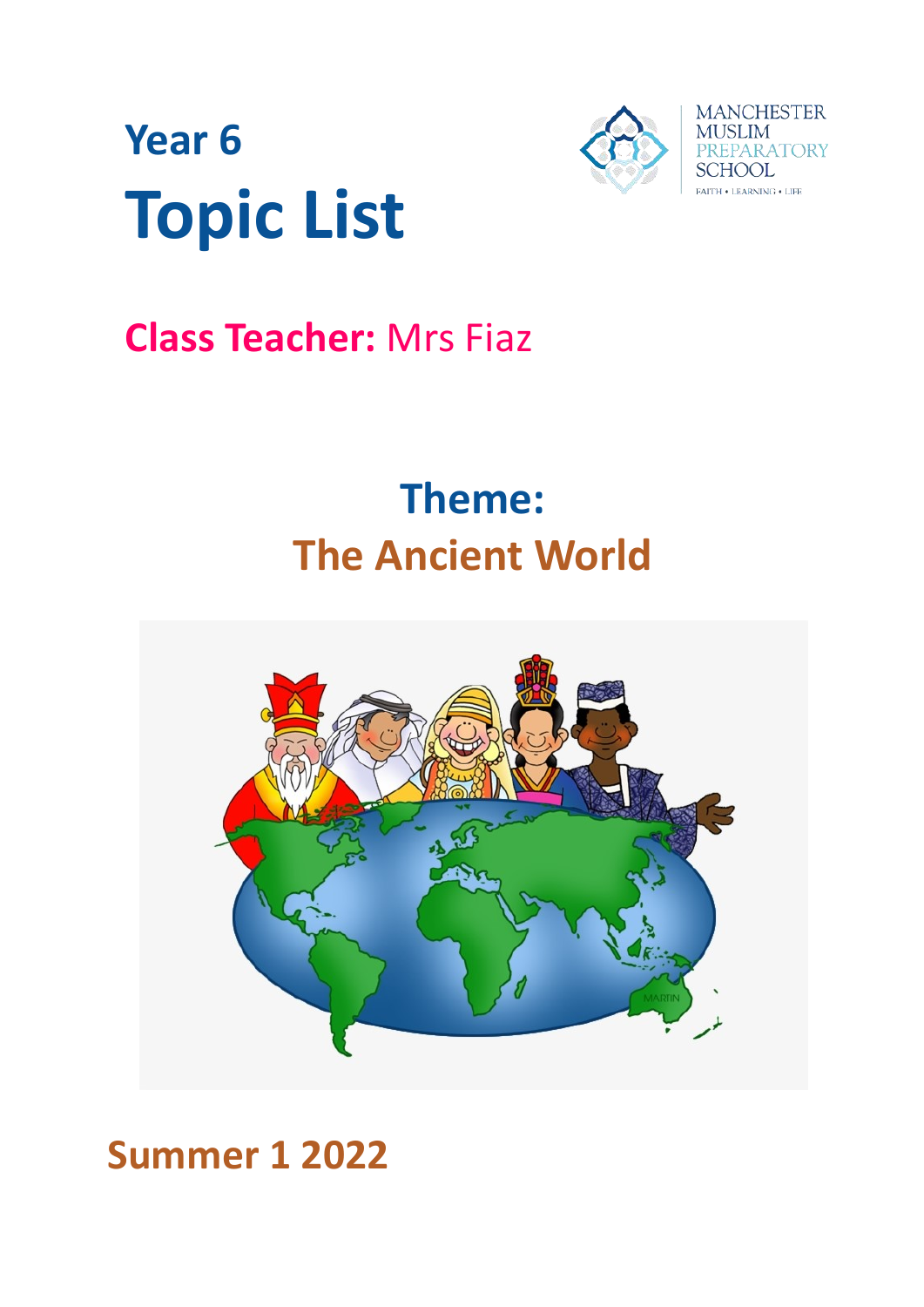# Year 6

# Topic List

MANCHESTER MUSLIM PREPARATORY SCHOOL

FAITH • LEARNING • LIFE

**Class Teacher:** Mrs Fiaz

## Theme:

## The Ancient World

**Summer 1 2022**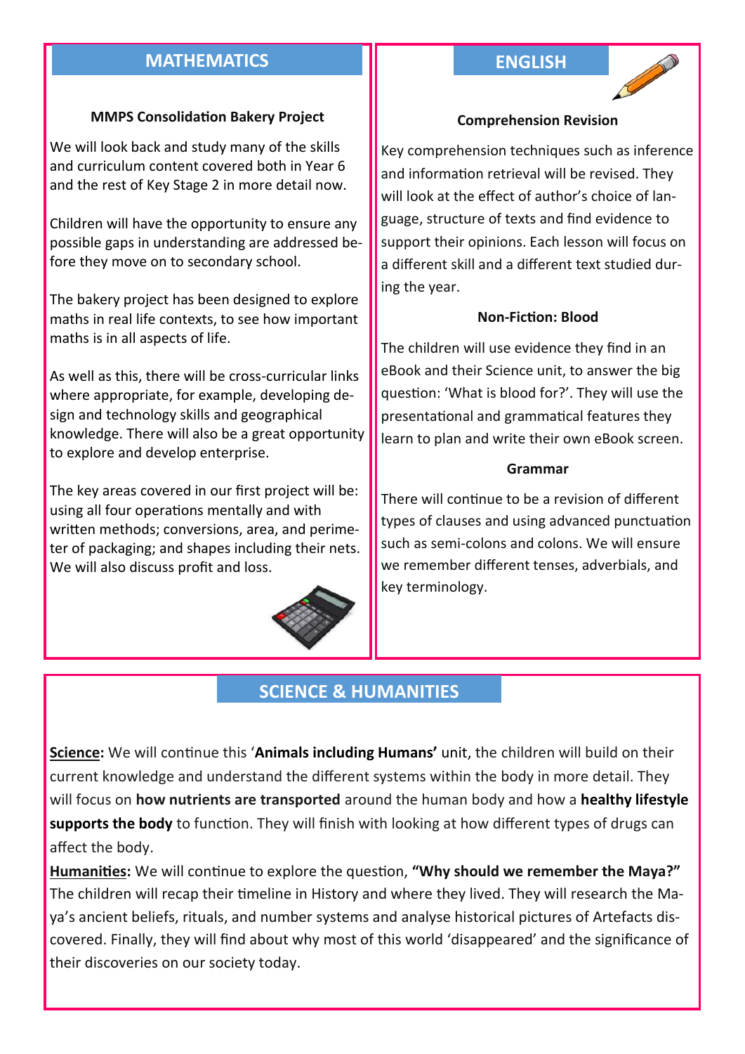## MATHEMATICS

### MMPS Consolidation Bakery Project

We will look back and study many of the skills and curriculum content covered both in Year 6 and the rest of Key Stage 2 in more detail now.

Children will have the opportunity to ensure any possible gaps in understanding are addressed before they move on to secondary school.

The bakery project has been designed to explore maths in real life contexts, to see how important maths is in all aspects of life.

As well as this, there will be cross-curricular links where appropriate, for example, developing design and technology skills and geographical knowledge. There will also be a great opportunity to explore and develop enterprise.

The key areas covered in our first project will be: using all four operations mentally and with written methods; conversions, area, and perimeter of packaging; and shapes including their nets. We will also discuss profit and loss.

## ENGLISH

### Comprehension Revision

Key comprehension techniques such as inference and information retrieval will be revised. They will look at the effect of author's choice of language, structure of texts and find evidence to support their opinions. Each lesson will focus on a different skill and a different text studied during the year.

### Non-Fiction: Blood

The children will use evidence they find in an eBook and their Science unit, to answer the big question: 'What is blood for?'. They will use the presentational and grammatical features they learn to plan and write their own eBook screen.

### Grammar

There will continue to be a revision of different types of clauses and using advanced punctuation such as semi-colons and colons. We will ensure we remember different tenses, adverbials, and key terminology.

## SCIENCE & HUMANITIES

**Science:** We will continue this '**Animals including Humans'** unit, the children will build on their current knowledge and understand the different systems within the body in more detail. They will focus on **how nutrients are transported** around the human body and how a **healthy lifestyle supports the body** to function. They will finish with looking at how different types of drugs can affect the body.

**Humanities:** We will continue to explore the question, **"Why should we remember the Maya?"** The children will recap their timeline in History and where they lived. They will research the Maya's ancient beliefs, rituals, and number systems and analyse historical pictures of Artefacts discovered. Finally, they will find about why most of this world 'disappeared' and the significance of their discoveries on our society today.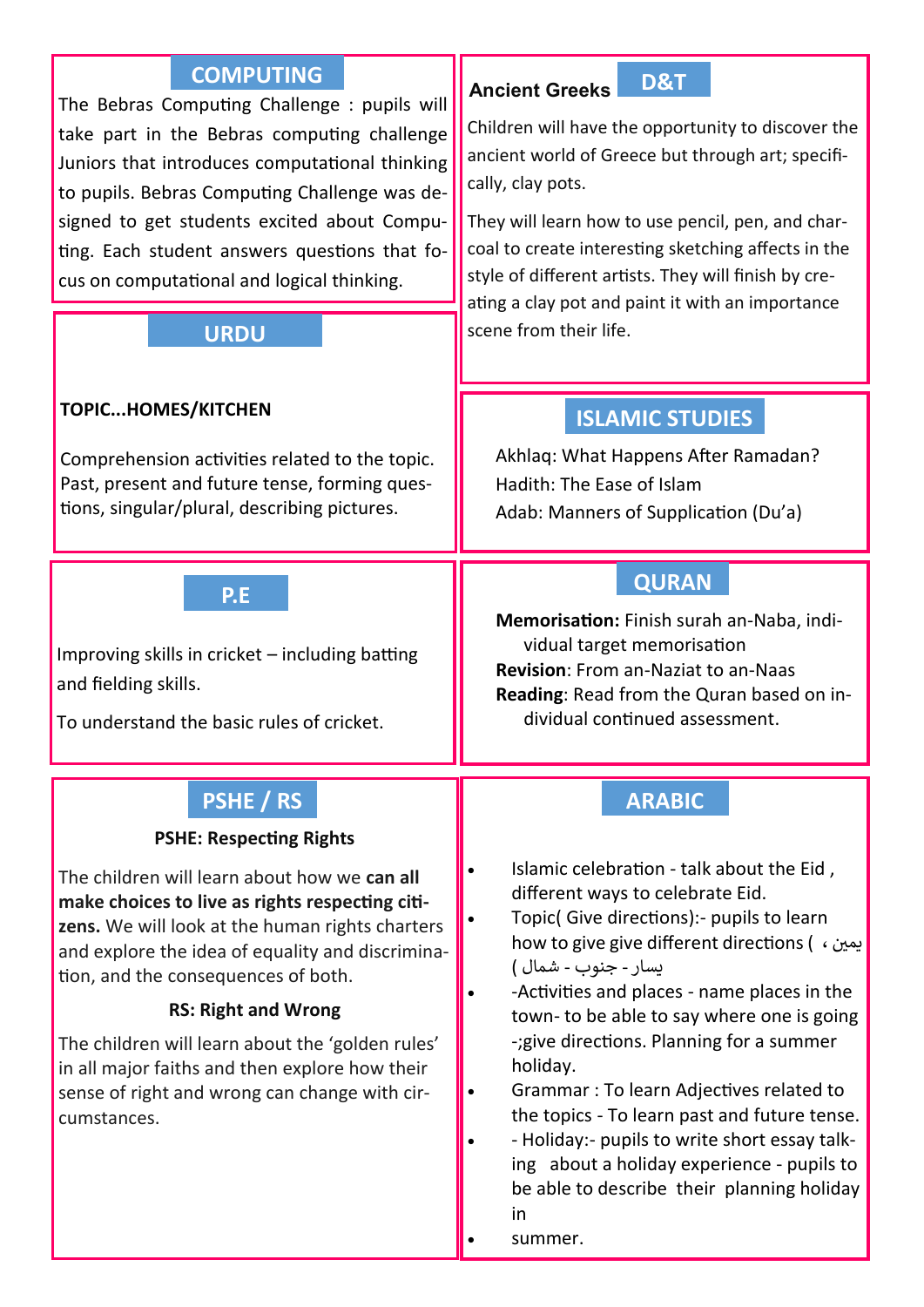## COMPUTING

The Bebras Computing Challenge : pupils will take part in the Bebras computing challenge Juniors that introduces computational thinking to pupils. Bebras Computing Challenge was designed to get students excited about Computing. Each student answers questions that focus on computational and logical thinking.

## URDU

**TOPIC...HOMES/KITCHEN**

Comprehension activities related to the topic. Past, present and future tense, forming questions, singular/plural, describing pictures.

## P.E

Improving skills in cricket – including batting and fielding skills.

To understand the basic rules of cricket.

## PSHE / RS

**PSHE: Respecting Rights**

The children will learn about how we **can all make choices to live as rights respecting citizens.** We will look at the human rights charters and explore the idea of equality and discrimination, and the consequences of both.

**RS: Right and Wrong**

The children will learn about the 'golden rules' in all major faiths and then explore how their sense of right and wrong can change with circumstances.

## D&T

**Ancient Greeks**

Children will have the opportunity to discover the ancient world of Greece but through art; specifically, clay pots.

They will learn how to use pencil, pen, and charcoal to create interesting sketching affects in the style of different artists. They will finish by creating a clay pot and paint it with an importance scene from their life.

## ISLAMIC STUDIES

Akhlaq: What Happens After Ramadan?
Hadith: The Ease of Islam
Adab: Manners of Supplication (Du'a)

## QURAN

**Memorisation:** Finish surah an-Naba, individual target memorisation
**Revision**: From an-Naziat to an-Naas
**Reading**: Read from the Quran based on individual continued assessment.

## ARABIC

- Islamic celebration - talk about the Eid , different ways to celebrate Eid.
- Topic( Give directions):- pupils to learn how to give give different directions ( يمين ، يسار - جنوب - شمال )
- -Activities and places - name places in the town- to be able to say where one is going -;give directions. Planning for a summer holiday.
- Grammar : To learn Adjectives related to the topics - To learn past and future tense.
- - Holiday:- pupils to write short essay talking about a holiday experience - pupils to be able to describe their planning holiday in
- summer.